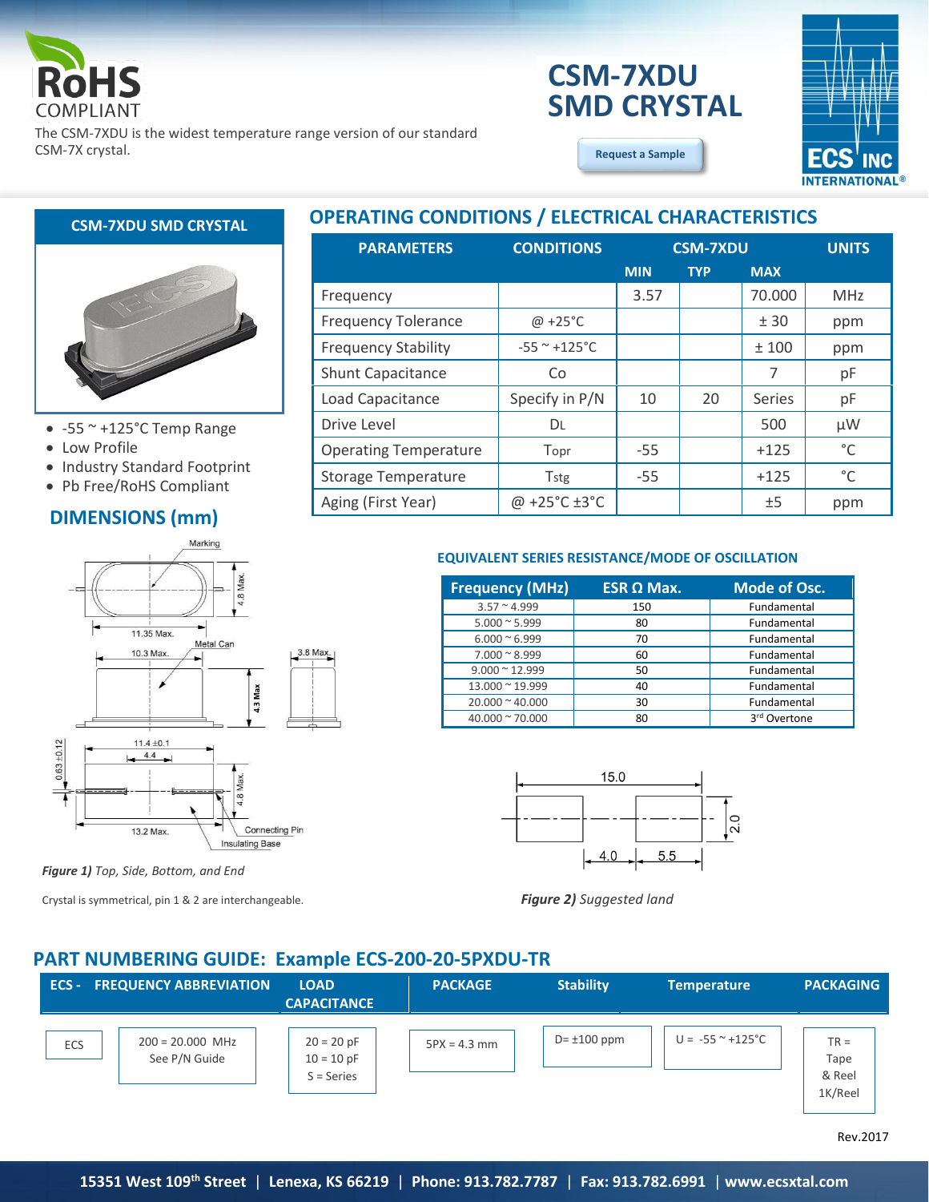# CSM-7XDU SMD CRYSTAL

RoHS COMPLIANT

The CSM-7XDU is the widest temperature range version of our standard CSM-7X crystal.

Request a Sample

## CSM-7XDU SMD CRYSTAL

- -55 ~ +125°C Temp Range
- Low Profile
- Industry Standard Footprint
- Pb Free/RoHS Compliant

## OPERATING CONDITIONS / ELECTRICAL CHARACTERISTICS

| PARAMETERS | CONDITIONS | CSM-7XDU | | | UNITS |
|---|---|---|---|---|---|
| | | MIN | TYP | MAX | |
| Frequency | | 3.57 | | 70.000 | MHz |
| Frequency Tolerance | @ +25°C | | | ± 30 | ppm |
| Frequency Stability | -55 ~ +125°C | | | ± 100 | ppm |
| Shunt Capacitance | Co | | | 7 | pF |
| Load Capacitance | Specify in P/N | 10 | 20 | Series | pF |
| Drive Level | DL | | | 500 | µW |
| Operating Temperature | Topr | -55 | | +125 | °C |
| Storage Temperature | Tstg | -55 | | +125 | °C |
| Aging (First Year) | @ +25°C ±3°C | | | ±5 | ppm |

## DIMENSIONS (mm)

Marking
4.8 Max.
11.35 Max.
Metal Can
10.3 Max.
4.3 Max
3.8 Max
11.4 ±0.1
4.4
0.63 ±0.12
4.8 Max.
13.2 Max.
Connecting Pin
Insulating Base

*Figure 1) Top, Side, Bottom, and End*

Crystal is symmetrical, pin 1 & 2 are interchangeable.

### EQUIVALENT SERIES RESISTANCE/MODE OF OSCILLATION

| Frequency (MHz) | ESR Ω Max. | Mode of Osc. |
|---|---|---|
| 3.57 ~ 4.999 | 150 | Fundamental |
| 5.000 ~ 5.999 | 80 | Fundamental |
| 6.000 ~ 6.999 | 70 | Fundamental |
| 7.000 ~ 8.999 | 60 | Fundamental |
| 9.000 ~ 12.999 | 50 | Fundamental |
| 13.000 ~ 19.999 | 40 | Fundamental |
| 20.000 ~ 40.000 | 30 | Fundamental |
| 40.000 ~ 70.000 | 80 | 3rd Overtone |

15.0
2.0
4.0
5.5

*Figure 2) Suggested land*

## PART NUMBERING GUIDE: Example ECS-200-20-5PXDU-TR

| ECS - | FREQUENCY ABBREVIATION | LOAD CAPACITANCE | PACKAGE | Stability | Temperature | PACKAGING |
|---|---|---|---|---|---|---|
| ECS | 200 = 20.000 MHz<br>See P/N Guide | 20 = 20 pF<br>10 = 10 pF<br>S = Series | 5PX = 4.3 mm | D= ±100 ppm | U = -55 ~ +125°C | TR = Tape & Reel 1K/Reel |

Rev.2017

15351 West 109th Street | Lenexa, KS 66219 | Phone: 913.782.7787 | Fax: 913.782.6991 | www.ecsxtal.com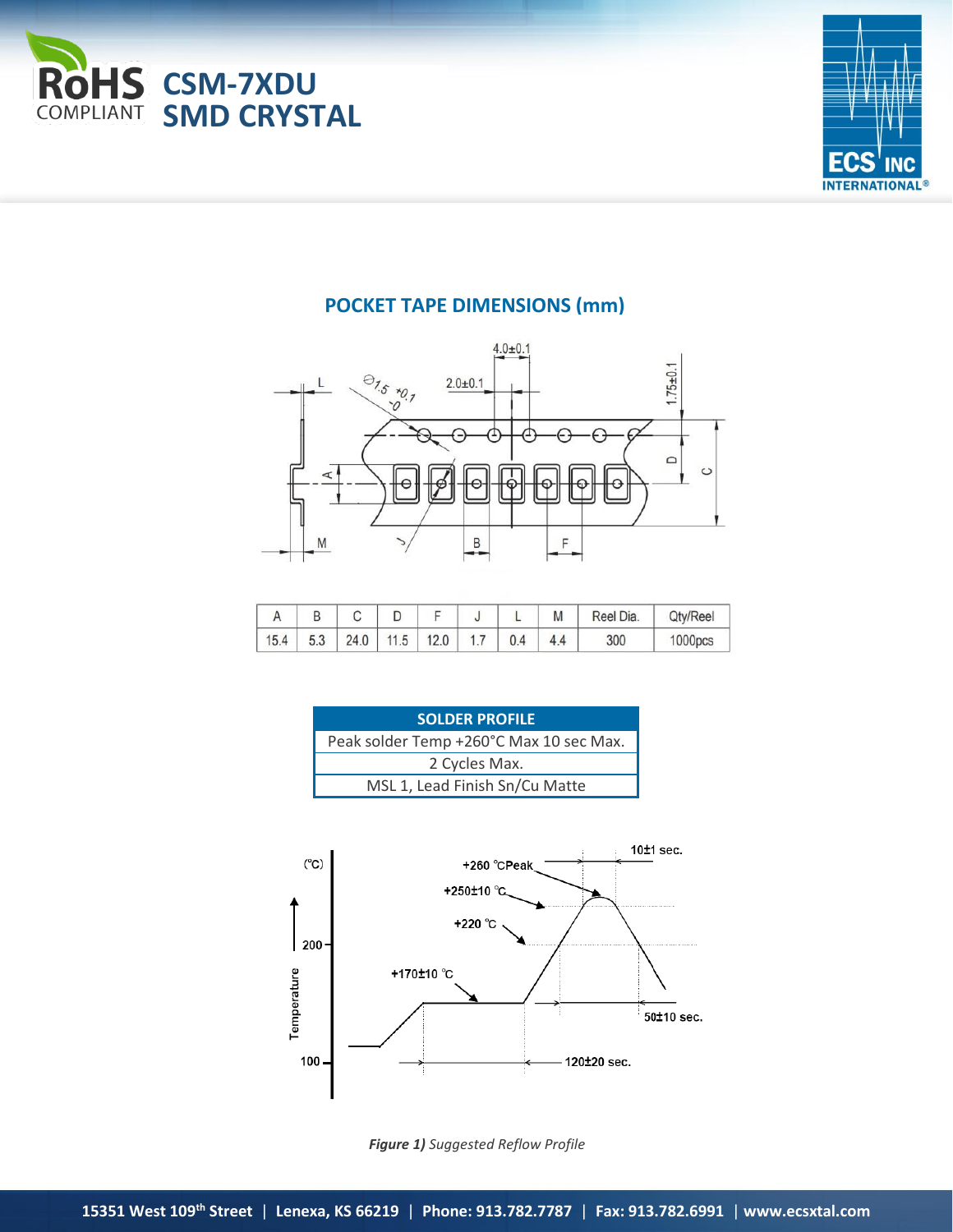# CSM-7XDU SMD CRYSTAL

RoHS COMPLIANT

## POCKET TAPE DIMENSIONS (mm)

4.0±0.1
2.0±0.1
1.75±0.1
L
Ø1.5 +0.1 -0
D
C
A
J
M
B
F

| A | B | C | D | F | J | L | M | Reel Dia. | Qty/Reel |
|---|---|---|---|---|---|---|---|---|---|
| 15.4 | 5.3 | 24.0 | 11.5 | 12.0 | 1.7 | 0.4 | 4.4 | 300 | 1000pcs |

| SOLDER PROFILE |
|---|
| Peak solder Temp +260°C Max 10 sec Max. |
| 2 Cycles Max. |
| MSL 1, Lead Finish Sn/Cu Matte |

(℃)
Temperature
200
100
+260 ℃Peak
10±1 sec.
+250±10 ℃
+220 ℃
+170±10 ℃
50±10 sec.
120±20 sec.

***Figure 1)*** *Suggested Reflow Profile*